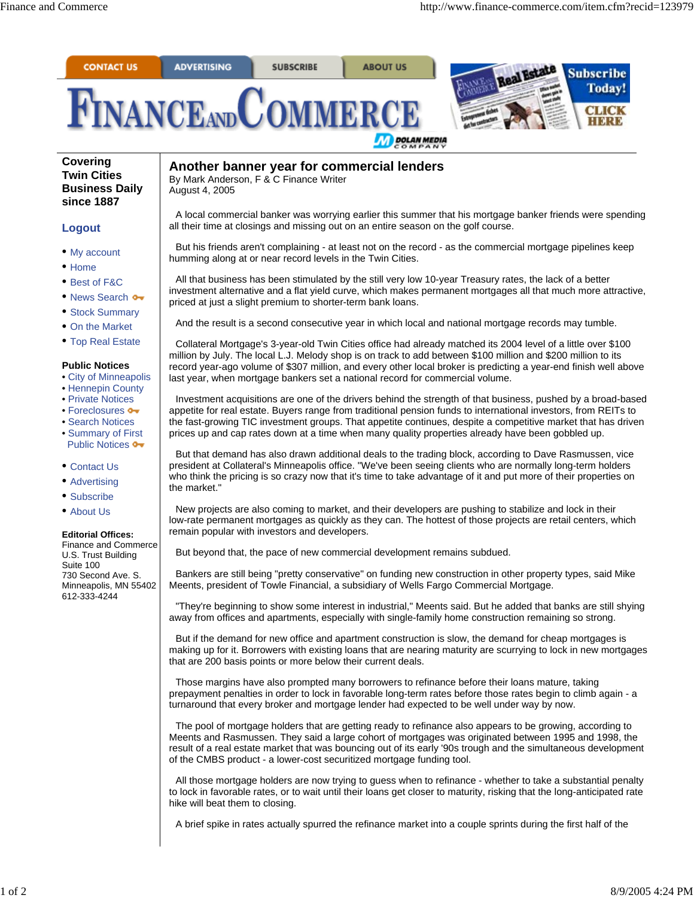# Another banner year for commercial lenders

By Mark Anderson, F & C Finance Writer
August 4, 2005

A local commercial banker was worrying earlier this summer that his mortgage banker friends were spending all their time at closings and missing out on an entire season on the golf course.

But his friends aren't complaining - at least not on the record - as the commercial mortgage pipelines keep humming along at or near record levels in the Twin Cities.

All that business has been stimulated by the still very low 10-year Treasury rates, the lack of a better investment alternative and a flat yield curve, which makes permanent mortgages all that much more attractive, priced at just a slight premium to shorter-term bank loans.

And the result is a second consecutive year in which local and national mortgage records may tumble.

Collateral Mortgage's 3-year-old Twin Cities office had already matched its 2004 level of a little over $100 million by July. The local L.J. Melody shop is on track to add between $100 million and $200 million to its record year-ago volume of $307 million, and every other local broker is predicting a year-end finish well above last year, when mortgage bankers set a national record for commercial volume.

Investment acquisitions are one of the drivers behind the strength of that business, pushed by a broad-based appetite for real estate. Buyers range from traditional pension funds to international investors, from REITs to the fast-growing TIC investment groups. That appetite continues, despite a competitive market that has driven prices up and cap rates down at a time when many quality properties already have been gobbled up.

But that demand has also drawn additional deals to the trading block, according to Dave Rasmussen, vice president at Collateral's Minneapolis office. "We've been seeing clients who are normally long-term holders who think the pricing is so crazy now that it's time to take advantage of it and put more of their properties on the market."

New projects are also coming to market, and their developers are pushing to stabilize and lock in their low-rate permanent mortgages as quickly as they can. The hottest of those projects are retail centers, which remain popular with investors and developers.

But beyond that, the pace of new commercial development remains subdued.

Bankers are still being "pretty conservative" on funding new construction in other property types, said Mike Meents, president of Towle Financial, a subsidiary of Wells Fargo Commercial Mortgage.

"They're beginning to show some interest in industrial," Meents said. But he added that banks are still shying away from offices and apartments, especially with single-family home construction remaining so strong.

But if the demand for new office and apartment construction is slow, the demand for cheap mortgages is making up for it. Borrowers with existing loans that are nearing maturity are scurrying to lock in new mortgages that are 200 basis points or more below their current deals.

Those margins have also prompted many borrowers to refinance before their loans mature, taking prepayment penalties in order to lock in favorable long-term rates before those rates begin to climb again - a turnaround that every broker and mortgage lender had expected to be well under way by now.

The pool of mortgage holders that are getting ready to refinance also appears to be growing, according to Meents and Rasmussen. They said a large cohort of mortgages was originated between 1995 and 1998, the result of a real estate market that was bouncing out of its early '90s trough and the simultaneous development of the CMBS product - a lower-cost securitized mortgage funding tool.

All those mortgage holders are now trying to guess when to refinance - whether to take a substantial penalty to lock in favorable rates, or to wait until their loans get closer to maturity, risking that the long-anticipated rate hike will beat them to closing.

A brief spike in rates actually spurred the refinance market into a couple sprints during the first half of the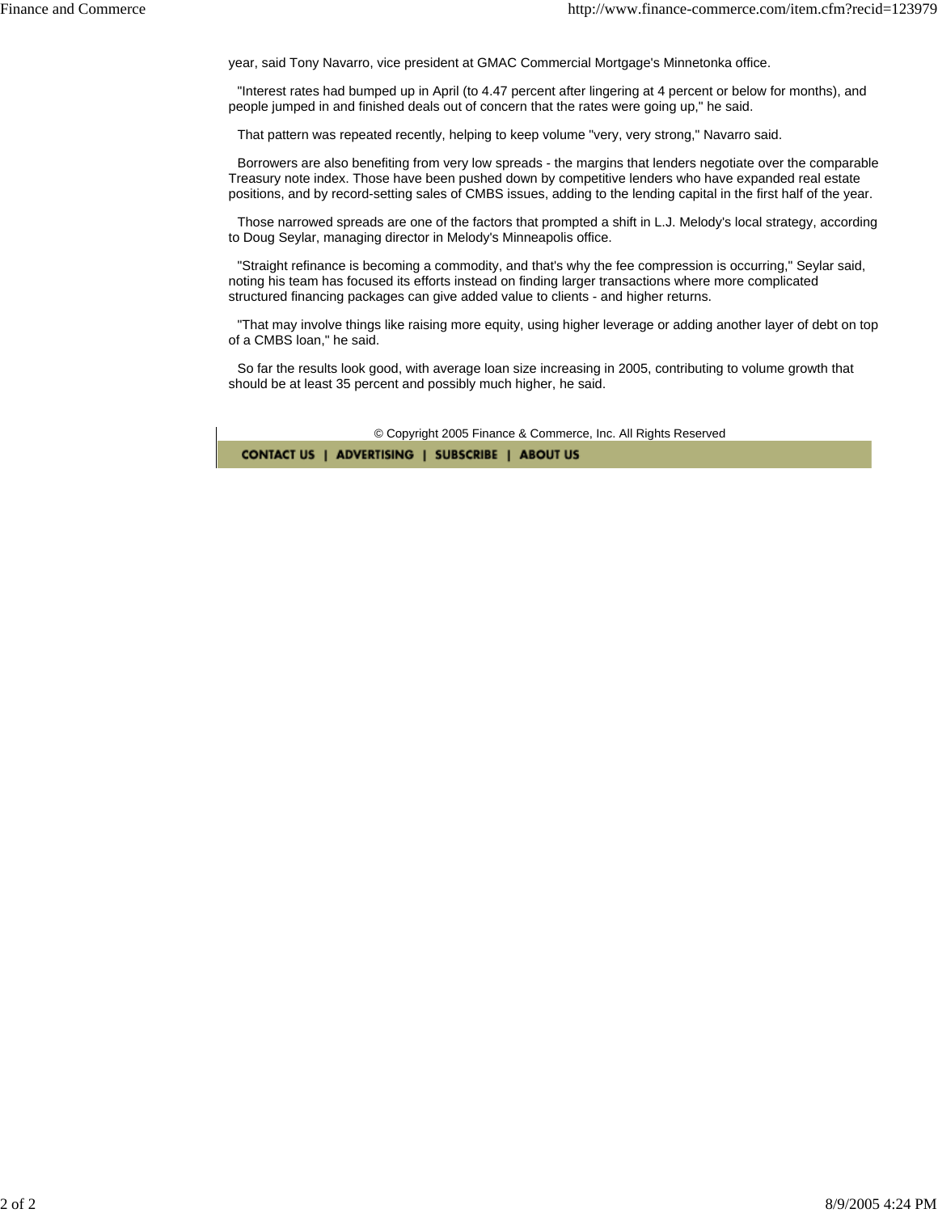year, said Tony Navarro, vice president at GMAC Commercial Mortgage's Minnetonka office.

"Interest rates had bumped up in April (to 4.47 percent after lingering at 4 percent or below for months), and people jumped in and finished deals out of concern that the rates were going up," he said.

That pattern was repeated recently, helping to keep volume "very, very strong," Navarro said.

Borrowers are also benefiting from very low spreads - the margins that lenders negotiate over the comparable Treasury note index. Those have been pushed down by competitive lenders who have expanded real estate positions, and by record-setting sales of CMBS issues, adding to the lending capital in the first half of the year.

Those narrowed spreads are one of the factors that prompted a shift in L.J. Melody's local strategy, according to Doug Seylar, managing director in Melody's Minneapolis office.

"Straight refinance is becoming a commodity, and that's why the fee compression is occurring," Seylar said, noting his team has focused its efforts instead on finding larger transactions where more complicated structured financing packages can give added value to clients - and higher returns.

"That may involve things like raising more equity, using higher leverage or adding another layer of debt on top of a CMBS loan," he said.

So far the results look good, with average loan size increasing in 2005, contributing to volume growth that should be at least 35 percent and possibly much higher, he said.

© Copyright 2005 Finance & Commerce, Inc. All Rights Reserved

CONTACT US | ADVERTISING | SUBSCRIBE | ABOUT US